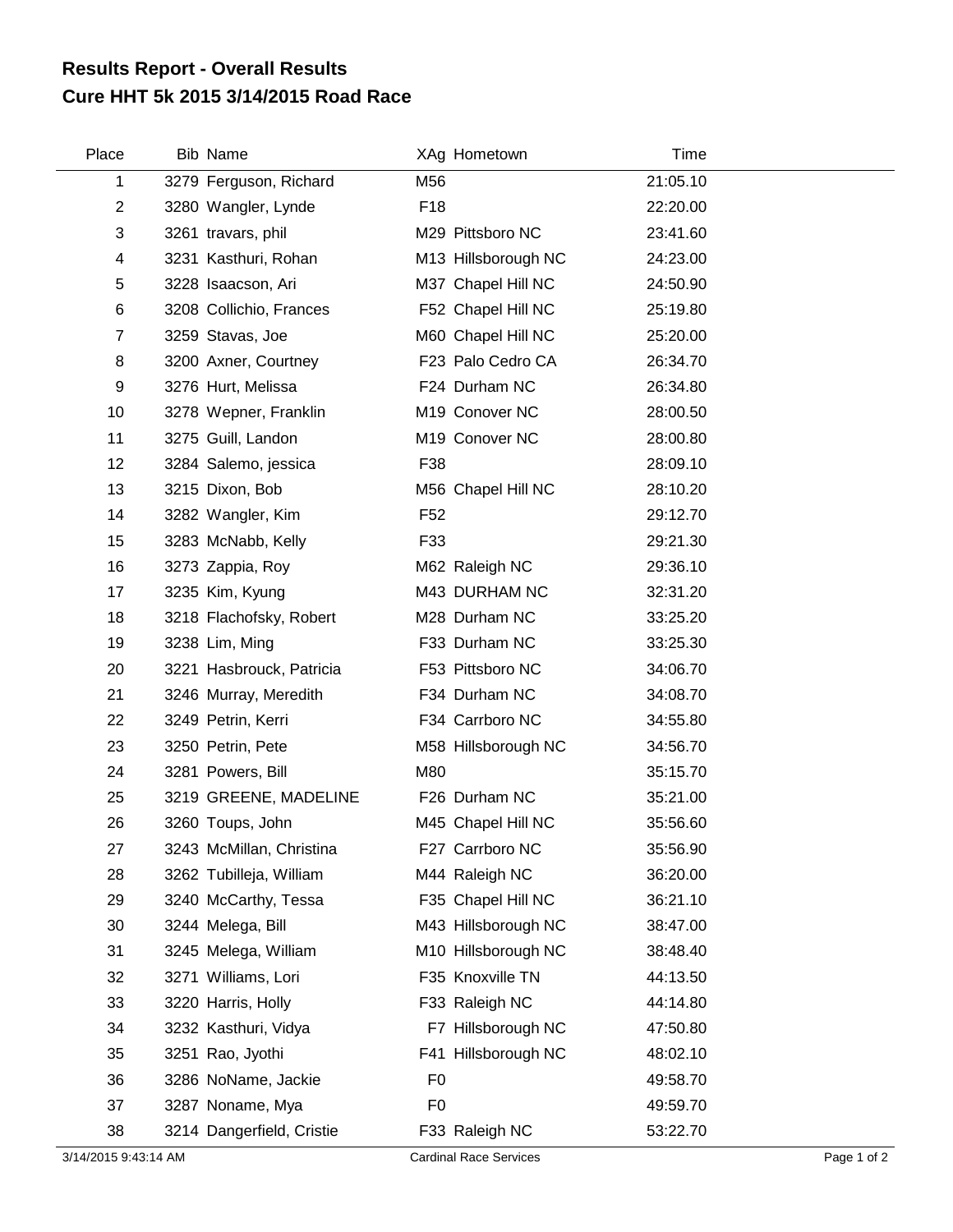# Results Report - Overall Results
## Cure HHT 5k 2015 3/14/2015 Road Race

| Place | Bib | Name | XAg | Hometown | Time |
|---|---|---|---|---|---|
| 1 | 3279 | Ferguson, Richard | M56 | | 21:05.10 |
| 2 | 3280 | Wangler, Lynde | F18 | | 22:20.00 |
| 3 | 3261 | travars, phil | M29 | Pittsboro NC | 23:41.60 |
| 4 | 3231 | Kasthuri, Rohan | M13 | Hillsborough NC | 24:23.00 |
| 5 | 3228 | Isaacson, Ari | M37 | Chapel Hill NC | 24:50.90 |
| 6 | 3208 | Collichio, Frances | F52 | Chapel Hill NC | 25:19.80 |
| 7 | 3259 | Stavas, Joe | M60 | Chapel Hill NC | 25:20.00 |
| 8 | 3200 | Axner, Courtney | F23 | Palo Cedro CA | 26:34.70 |
| 9 | 3276 | Hurt, Melissa | F24 | Durham NC | 26:34.80 |
| 10 | 3278 | Wepner, Franklin | M19 | Conover NC | 28:00.50 |
| 11 | 3275 | Guill, Landon | M19 | Conover NC | 28:00.80 |
| 12 | 3284 | Salemo, jessica | F38 | | 28:09.10 |
| 13 | 3215 | Dixon, Bob | M56 | Chapel Hill NC | 28:10.20 |
| 14 | 3282 | Wangler, Kim | F52 | | 29:12.70 |
| 15 | 3283 | McNabb, Kelly | F33 | | 29:21.30 |
| 16 | 3273 | Zappia, Roy | M62 | Raleigh NC | 29:36.10 |
| 17 | 3235 | Kim, Kyung | M43 | DURHAM NC | 32:31.20 |
| 18 | 3218 | Flachofsky, Robert | M28 | Durham NC | 33:25.20 |
| 19 | 3238 | Lim, Ming | F33 | Durham NC | 33:25.30 |
| 20 | 3221 | Hasbrouck, Patricia | F53 | Pittsboro NC | 34:06.70 |
| 21 | 3246 | Murray, Meredith | F34 | Durham NC | 34:08.70 |
| 22 | 3249 | Petrin, Kerri | F34 | Carrboro NC | 34:55.80 |
| 23 | 3250 | Petrin, Pete | M58 | Hillsborough NC | 34:56.70 |
| 24 | 3281 | Powers, Bill | M80 | | 35:15.70 |
| 25 | 3219 | GREENE, MADELINE | F26 | Durham NC | 35:21.00 |
| 26 | 3260 | Toups, John | M45 | Chapel Hill NC | 35:56.60 |
| 27 | 3243 | McMillan, Christina | F27 | Carrboro NC | 35:56.90 |
| 28 | 3262 | Tubilleja, William | M44 | Raleigh NC | 36:20.00 |
| 29 | 3240 | McCarthy, Tessa | F35 | Chapel Hill NC | 36:21.10 |
| 30 | 3244 | Melega, Bill | M43 | Hillsborough NC | 38:47.00 |
| 31 | 3245 | Melega, William | M10 | Hillsborough NC | 38:48.40 |
| 32 | 3271 | Williams, Lori | F35 | Knoxville TN | 44:13.50 |
| 33 | 3220 | Harris, Holly | F33 | Raleigh NC | 44:14.80 |
| 34 | 3232 | Kasthuri, Vidya | F7 | Hillsborough NC | 47:50.80 |
| 35 | 3251 | Rao, Jyothi | F41 | Hillsborough NC | 48:02.10 |
| 36 | 3286 | NoName, Jackie | F0 | | 49:58.70 |
| 37 | 3287 | Noname, Mya | F0 | | 49:59.70 |
| 38 | 3214 | Dangerfield, Cristie | F33 | Raleigh NC | 53:22.70 |

3/14/2015 9:43:14 AM Cardinal Race Services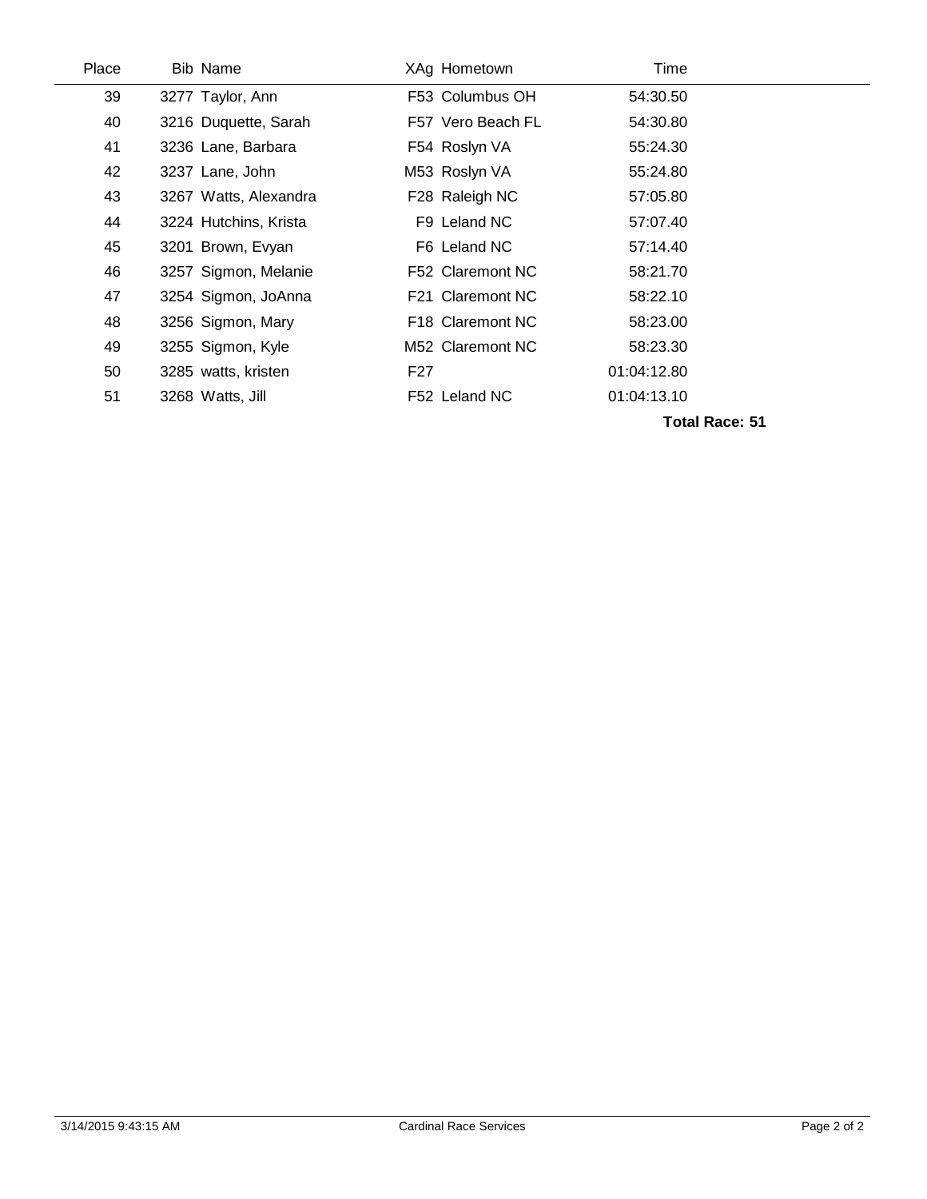| Place | Bib | Name | XAg | Hometown | Time |
|---|---|---|---|---|---|
| 39 | 3277 | Taylor, Ann | F53 | Columbus OH | 54:30.50 |
| 40 | 3216 | Duquette, Sarah | F57 | Vero Beach FL | 54:30.80 |
| 41 | 3236 | Lane, Barbara | F54 | Roslyn VA | 55:24.30 |
| 42 | 3237 | Lane, John | M53 | Roslyn VA | 55:24.80 |
| 43 | 3267 | Watts, Alexandra | F28 | Raleigh NC | 57:05.80 |
| 44 | 3224 | Hutchins, Krista | F9 | Leland NC | 57:07.40 |
| 45 | 3201 | Brown, Evyan | F6 | Leland NC | 57:14.40 |
| 46 | 3257 | Sigmon, Melanie | F52 | Claremont NC | 58:21.70 |
| 47 | 3254 | Sigmon, JoAnna | F21 | Claremont NC | 58:22.10 |
| 48 | 3256 | Sigmon, Mary | F18 | Claremont NC | 58:23.00 |
| 49 | 3255 | Sigmon, Kyle | M52 | Claremont NC | 58:23.30 |
| 50 | 3285 | watts, kristen | F27 | | 01:04:12.80 |
| 51 | 3268 | Watts, Jill | F52 | Leland NC | 01:04:13.10 |

**Total Race: 51**

3/14/2015 9:43:15 AM    Cardinal Race Services